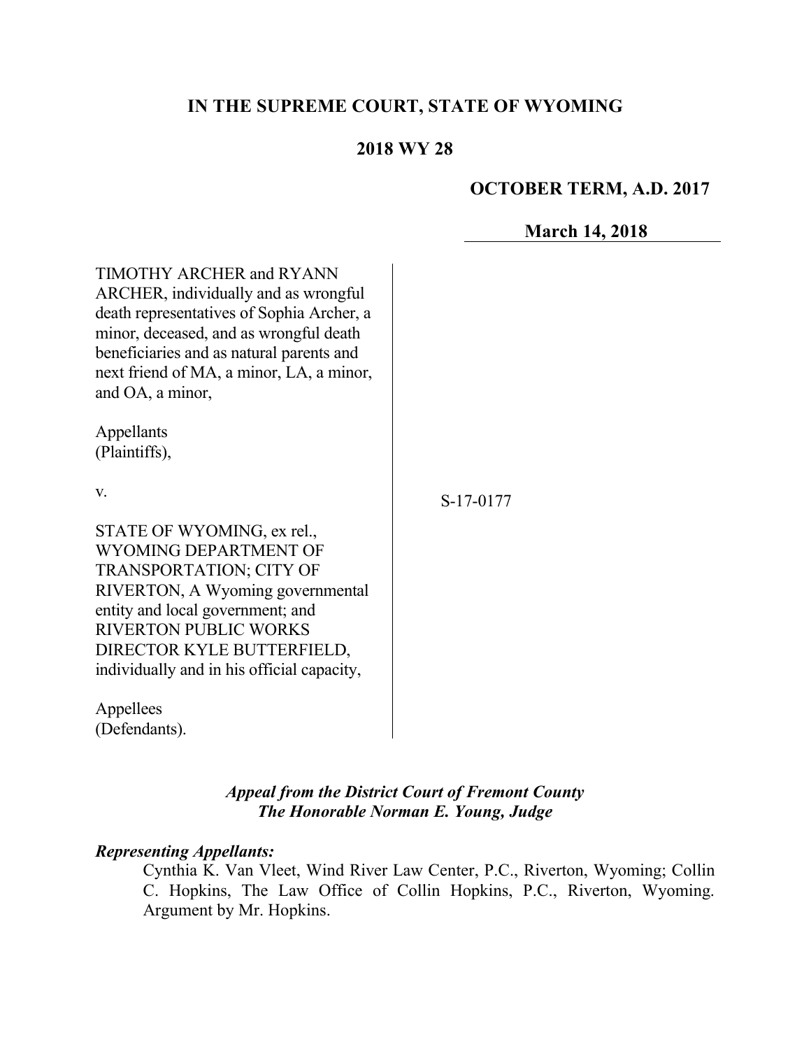# IN THE SUPREME COURT, STATE OF WYOMING

## 2018 WY 28

**OCTOBER TERM, A.D. 2017**

**March 14, 2018**

TIMOTHY ARCHER and RYANN ARCHER, individually and as wrongful death representatives of Sophia Archer, a minor, deceased, and as wrongful death beneficiaries and as natural parents and next friend of MA, a minor, LA, a minor, and OA, a minor,

Appellants
(Plaintiffs),

v.

STATE OF WYOMING, ex rel., WYOMING DEPARTMENT OF TRANSPORTATION; CITY OF RIVERTON, A Wyoming governmental entity and local government; and RIVERTON PUBLIC WORKS DIRECTOR KYLE BUTTERFIELD, individually and in his official capacity,

Appellees
(Defendants).

S-17-0177

*Appeal from the District Court of Fremont County*
*The Honorable Norman E. Young, Judge*

***Representing Appellants:***

Cynthia K. Van Vleet, Wind River Law Center, P.C., Riverton, Wyoming; Collin C. Hopkins, The Law Office of Collin Hopkins, P.C., Riverton, Wyoming. Argument by Mr. Hopkins.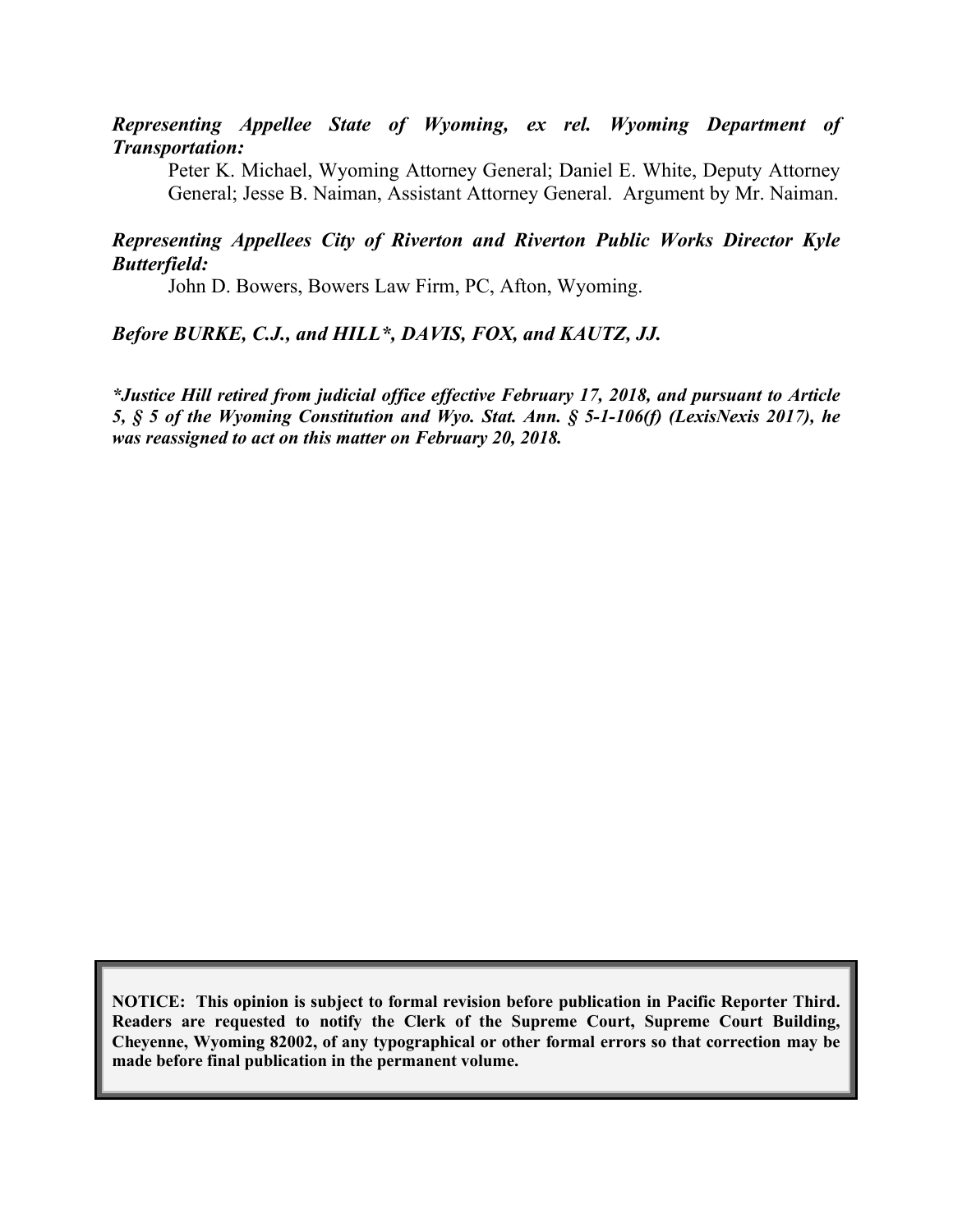***Representing Appellee State of Wyoming, ex rel. Wyoming Department of Transportation:***

Peter K. Michael, Wyoming Attorney General; Daniel E. White, Deputy Attorney General; Jesse B. Naiman, Assistant Attorney General. Argument by Mr. Naiman.

***Representing Appellees City of Riverton and Riverton Public Works Director Kyle Butterfield:***

John D. Bowers, Bowers Law Firm, PC, Afton, Wyoming.

***Before BURKE, C.J., and HILL\*, DAVIS, FOX, and KAUTZ, JJ.***

***\*Justice Hill retired from judicial office effective February 17, 2018, and pursuant to Article 5, § 5 of the Wyoming Constitution and Wyo. Stat. Ann. § 5-1-106(f) (LexisNexis 2017), he was reassigned to act on this matter on February 20, 2018.***

**NOTICE: This opinion is subject to formal revision before publication in Pacific Reporter Third. Readers are requested to notify the Clerk of the Supreme Court, Supreme Court Building, Cheyenne, Wyoming 82002, of any typographical or other formal errors so that correction may be made before final publication in the permanent volume.**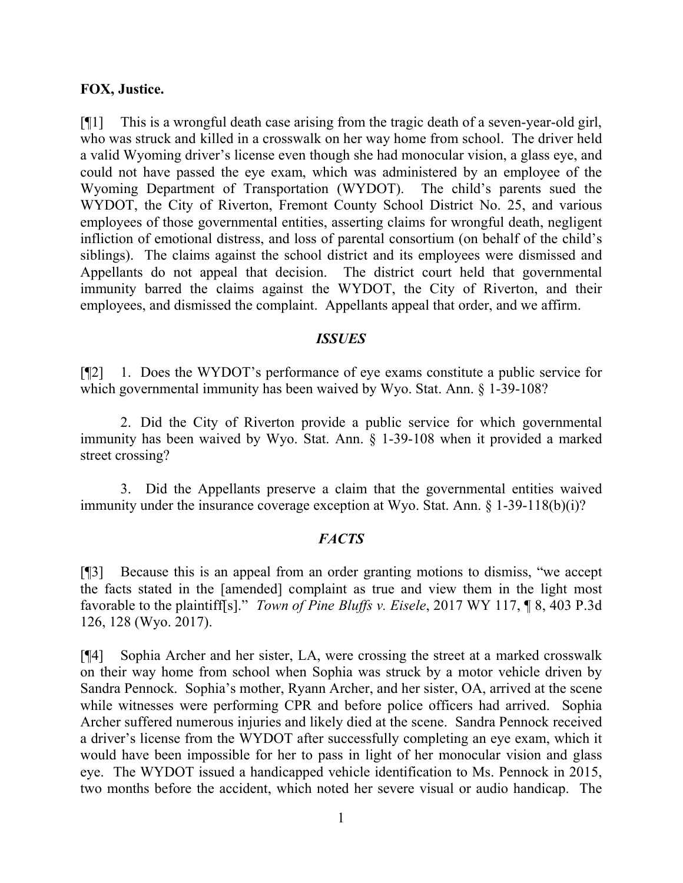**FOX, Justice.**

[¶1] This is a wrongful death case arising from the tragic death of a seven-year-old girl, who was struck and killed in a crosswalk on her way home from school. The driver held a valid Wyoming driver's license even though she had monocular vision, a glass eye, and could not have passed the eye exam, which was administered by an employee of the Wyoming Department of Transportation (WYDOT). The child's parents sued the WYDOT, the City of Riverton, Fremont County School District No. 25, and various employees of those governmental entities, asserting claims for wrongful death, negligent infliction of emotional distress, and loss of parental consortium (on behalf of the child's siblings). The claims against the school district and its employees were dismissed and Appellants do not appeal that decision. The district court held that governmental immunity barred the claims against the WYDOT, the City of Riverton, and their employees, and dismissed the complaint. Appellants appeal that order, and we affirm.

### *ISSUES*

[¶2] 1. Does the WYDOT's performance of eye exams constitute a public service for which governmental immunity has been waived by Wyo. Stat. Ann. § 1-39-108?

2. Did the City of Riverton provide a public service for which governmental immunity has been waived by Wyo. Stat. Ann. § 1-39-108 when it provided a marked street crossing?

3. Did the Appellants preserve a claim that the governmental entities waived immunity under the insurance coverage exception at Wyo. Stat. Ann. § 1-39-118(b)(i)?

### *FACTS*

[¶3] Because this is an appeal from an order granting motions to dismiss, "we accept the facts stated in the [amended] complaint as true and view them in the light most favorable to the plaintiff[s]." *Town of Pine Bluffs v. Eisele*, 2017 WY 117, ¶ 8, 403 P.3d 126, 128 (Wyo. 2017).

[¶4] Sophia Archer and her sister, LA, were crossing the street at a marked crosswalk on their way home from school when Sophia was struck by a motor vehicle driven by Sandra Pennock. Sophia's mother, Ryann Archer, and her sister, OA, arrived at the scene while witnesses were performing CPR and before police officers had arrived. Sophia Archer suffered numerous injuries and likely died at the scene. Sandra Pennock received a driver's license from the WYDOT after successfully completing an eye exam, which it would have been impossible for her to pass in light of her monocular vision and glass eye. The WYDOT issued a handicapped vehicle identification to Ms. Pennock in 2015, two months before the accident, which noted her severe visual or audio handicap. The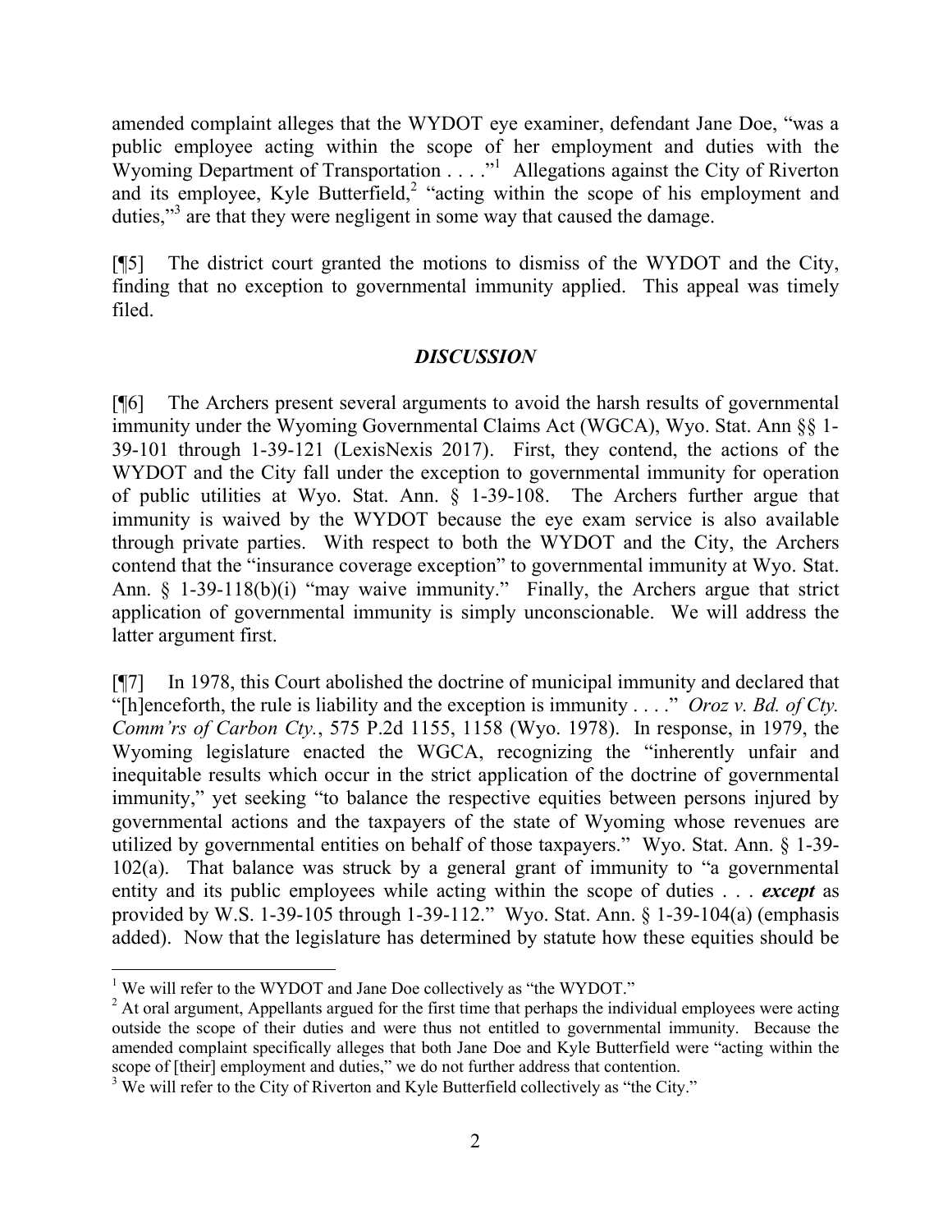amended complaint alleges that the WYDOT eye examiner, defendant Jane Doe, "was a public employee acting within the scope of her employment and duties with the Wyoming Department of Transportation . . . ."[1] Allegations against the City of Riverton and its employee, Kyle Butterfield,[2] "acting within the scope of his employment and duties,"[3] are that they were negligent in some way that caused the damage.

[¶5] The district court granted the motions to dismiss of the WYDOT and the City, finding that no exception to governmental immunity applied. This appeal was timely filed.

### *DISCUSSION*

[¶6] The Archers present several arguments to avoid the harsh results of governmental immunity under the Wyoming Governmental Claims Act (WGCA), Wyo. Stat. Ann §§ 1-39-101 through 1-39-121 (LexisNexis 2017). First, they contend, the actions of the WYDOT and the City fall under the exception to governmental immunity for operation of public utilities at Wyo. Stat. Ann. § 1-39-108. The Archers further argue that immunity is waived by the WYDOT because the eye exam service is also available through private parties. With respect to both the WYDOT and the City, the Archers contend that the "insurance coverage exception" to governmental immunity at Wyo. Stat. Ann. § 1-39-118(b)(i) "may waive immunity." Finally, the Archers argue that strict application of governmental immunity is simply unconscionable. We will address the latter argument first.

[¶7] In 1978, this Court abolished the doctrine of municipal immunity and declared that "[h]enceforth, the rule is liability and the exception is immunity . . . ." *Oroz v. Bd. of Cty. Comm'rs of Carbon Cty.*, 575 P.2d 1155, 1158 (Wyo. 1978). In response, in 1979, the Wyoming legislature enacted the WGCA, recognizing the "inherently unfair and inequitable results which occur in the strict application of the doctrine of governmental immunity," yet seeking "to balance the respective equities between persons injured by governmental actions and the taxpayers of the state of Wyoming whose revenues are utilized by governmental entities on behalf of those taxpayers." Wyo. Stat. Ann. § 1-39-102(a). That balance was struck by a general grant of immunity to "a governmental entity and its public employees while acting within the scope of duties . . . ***except*** as provided by W.S. 1-39-105 through 1-39-112." Wyo. Stat. Ann. § 1-39-104(a) (emphasis added). Now that the legislature has determined by statute how these equities should be

---

[1] We will refer to the WYDOT and Jane Doe collectively as "the WYDOT."

[2] At oral argument, Appellants argued for the first time that perhaps the individual employees were acting outside the scope of their duties and were thus not entitled to governmental immunity. Because the amended complaint specifically alleges that both Jane Doe and Kyle Butterfield were "acting within the scope of [their] employment and duties," we do not further address that contention.

[3] We will refer to the City of Riverton and Kyle Butterfield collectively as "the City."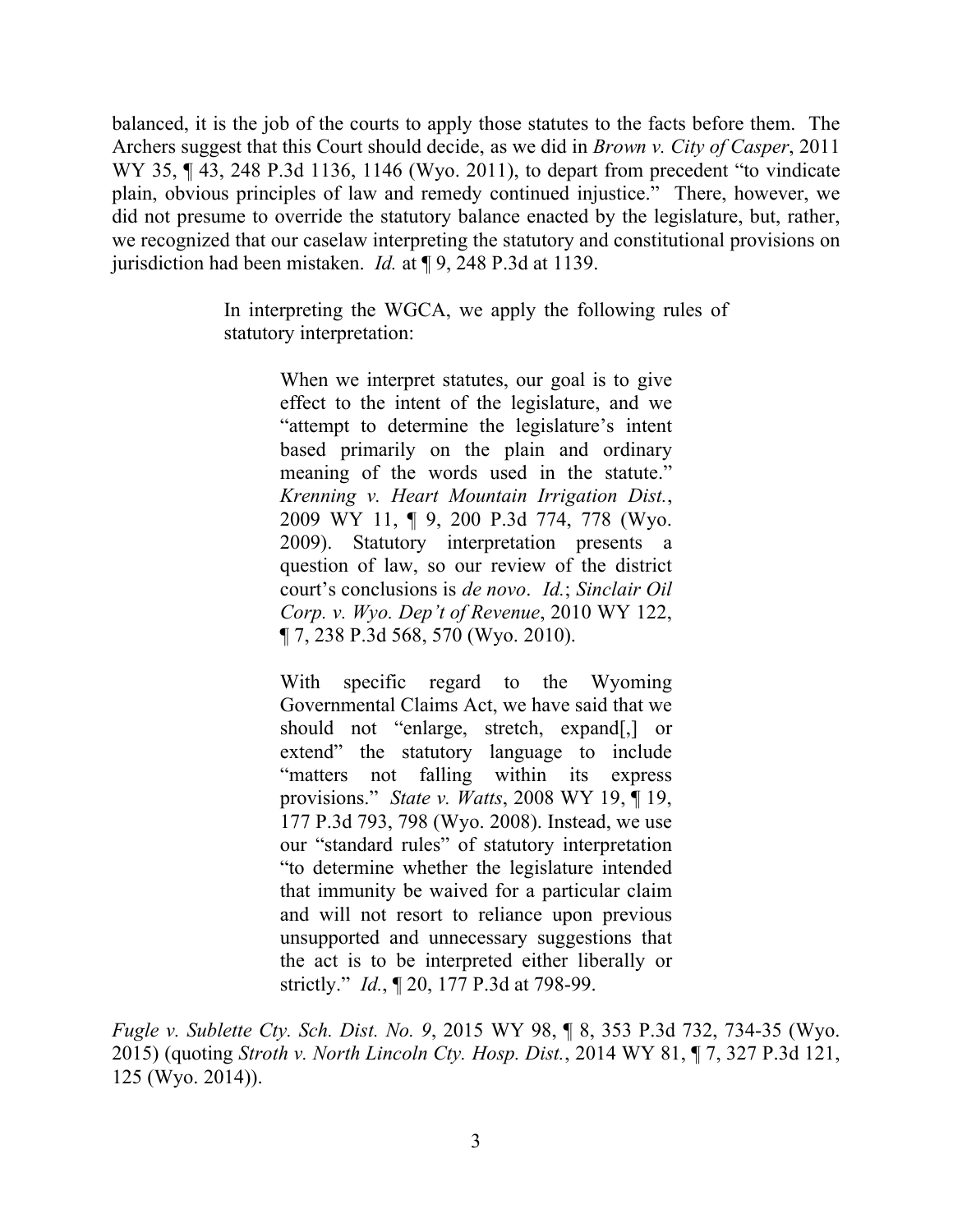balanced, it is the job of the courts to apply those statutes to the facts before them. The Archers suggest that this Court should decide, as we did in *Brown v. City of Casper*, 2011 WY 35, ¶ 43, 248 P.3d 1136, 1146 (Wyo. 2011), to depart from precedent "to vindicate plain, obvious principles of law and remedy continued injustice." There, however, we did not presume to override the statutory balance enacted by the legislature, but, rather, we recognized that our caselaw interpreting the statutory and constitutional provisions on jurisdiction had been mistaken. *Id.* at ¶ 9, 248 P.3d at 1139.

> In interpreting the WGCA, we apply the following rules of statutory interpretation:
>
> > When we interpret statutes, our goal is to give effect to the intent of the legislature, and we "attempt to determine the legislature's intent based primarily on the plain and ordinary meaning of the words used in the statute." *Krenning v. Heart Mountain Irrigation Dist.*, 2009 WY 11, ¶ 9, 200 P.3d 774, 778 (Wyo. 2009). Statutory interpretation presents a question of law, so our review of the district court's conclusions is *de novo*. *Id.*; *Sinclair Oil Corp. v. Wyo. Dep't of Revenue*, 2010 WY 122, ¶ 7, 238 P.3d 568, 570 (Wyo. 2010).
> >
> > With specific regard to the Wyoming Governmental Claims Act, we have said that we should not "enlarge, stretch, expand[,] or extend" the statutory language to include "matters not falling within its express provisions." *State v. Watts*, 2008 WY 19, ¶ 19, 177 P.3d 793, 798 (Wyo. 2008). Instead, we use our "standard rules" of statutory interpretation "to determine whether the legislature intended that immunity be waived for a particular claim and will not resort to reliance upon previous unsupported and unnecessary suggestions that the act is to be interpreted either liberally or strictly." *Id.*, ¶ 20, 177 P.3d at 798-99.

*Fugle v. Sublette Cty. Sch. Dist. No. 9*, 2015 WY 98, ¶ 8, 353 P.3d 732, 734-35 (Wyo. 2015) (quoting *Stroth v. North Lincoln Cty. Hosp. Dist.*, 2014 WY 81, ¶ 7, 327 P.3d 121, 125 (Wyo. 2014)).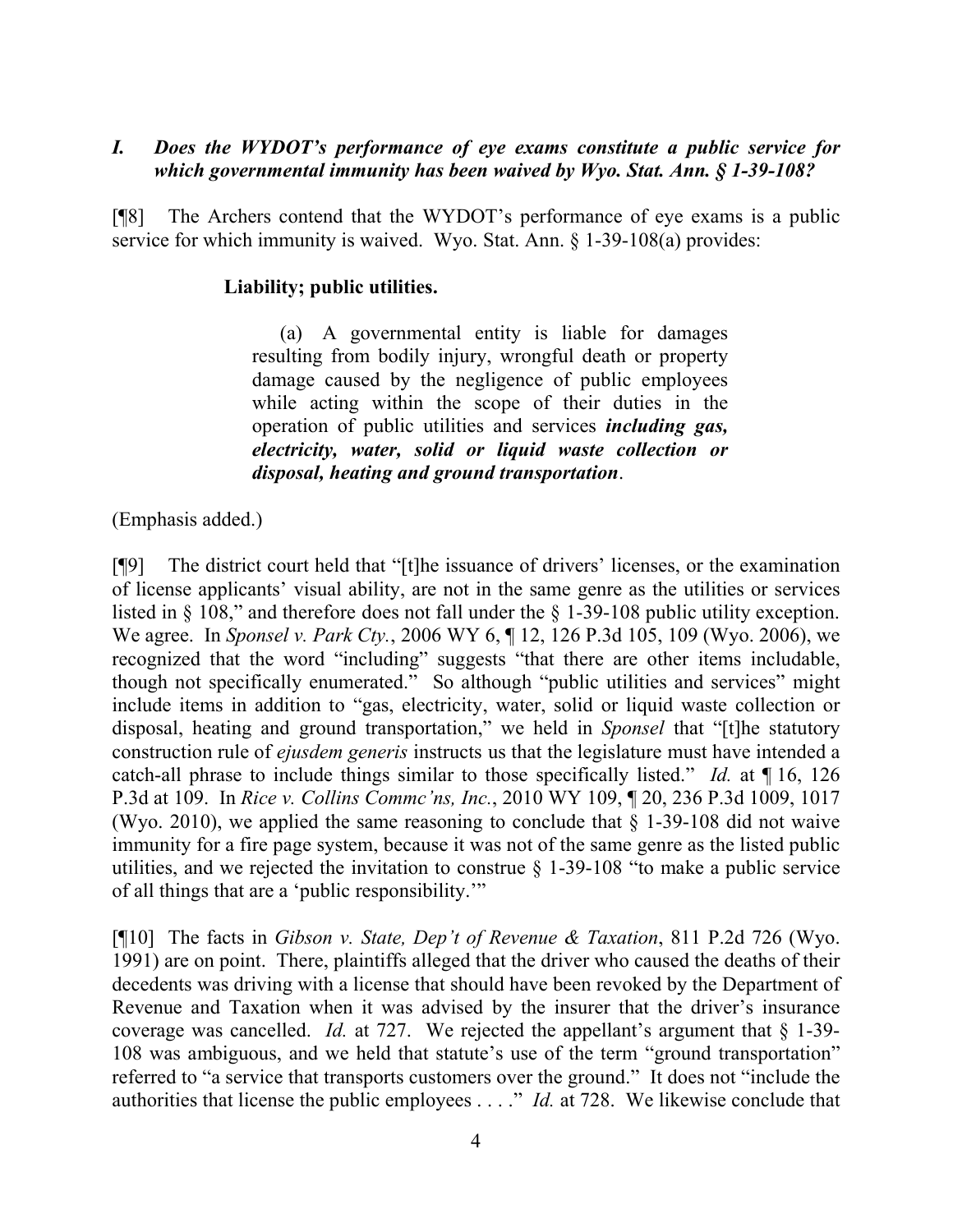## *I. Does the WYDOT's performance of eye exams constitute a public service for which governmental immunity has been waived by Wyo. Stat. Ann. § 1-39-108?*

[¶8] The Archers contend that the WYDOT's performance of eye exams is a public service for which immunity is waived. Wyo. Stat. Ann. § 1-39-108(a) provides:

> **Liability; public utilities.**
>
> (a) A governmental entity is liable for damages resulting from bodily injury, wrongful death or property damage caused by the negligence of public employees while acting within the scope of their duties in the operation of public utilities and services ***including gas, electricity, water, solid or liquid waste collection or disposal, heating and ground transportation***.

(Emphasis added.)

[¶9] The district court held that "[t]he issuance of drivers' licenses, or the examination of license applicants' visual ability, are not in the same genre as the utilities or services listed in § 108," and therefore does not fall under the § 1-39-108 public utility exception. We agree. In *Sponsel v. Park Cty.*, 2006 WY 6, ¶ 12, 126 P.3d 105, 109 (Wyo. 2006), we recognized that the word "including" suggests "that there are other items includable, though not specifically enumerated." So although "public utilities and services" might include items in addition to "gas, electricity, water, solid or liquid waste collection or disposal, heating and ground transportation," we held in *Sponsel* that "[t]he statutory construction rule of *ejusdem generis* instructs us that the legislature must have intended a catch-all phrase to include things similar to those specifically listed." *Id.* at ¶ 16, 126 P.3d at 109. In *Rice v. Collins Commc'ns, Inc.*, 2010 WY 109, ¶ 20, 236 P.3d 1009, 1017 (Wyo. 2010), we applied the same reasoning to conclude that § 1-39-108 did not waive immunity for a fire page system, because it was not of the same genre as the listed public utilities, and we rejected the invitation to construe § 1-39-108 "to make a public service of all things that are a 'public responsibility.'"

[¶10] The facts in *Gibson v. State, Dep't of Revenue & Taxation*, 811 P.2d 726 (Wyo. 1991) are on point. There, plaintiffs alleged that the driver who caused the deaths of their decedents was driving with a license that should have been revoked by the Department of Revenue and Taxation when it was advised by the insurer that the driver's insurance coverage was cancelled. *Id.* at 727. We rejected the appellant's argument that § 1-39-108 was ambiguous, and we held that statute's use of the term "ground transportation" referred to "a service that transports customers over the ground." It does not "include the authorities that license the public employees . . . ." *Id.* at 728. We likewise conclude that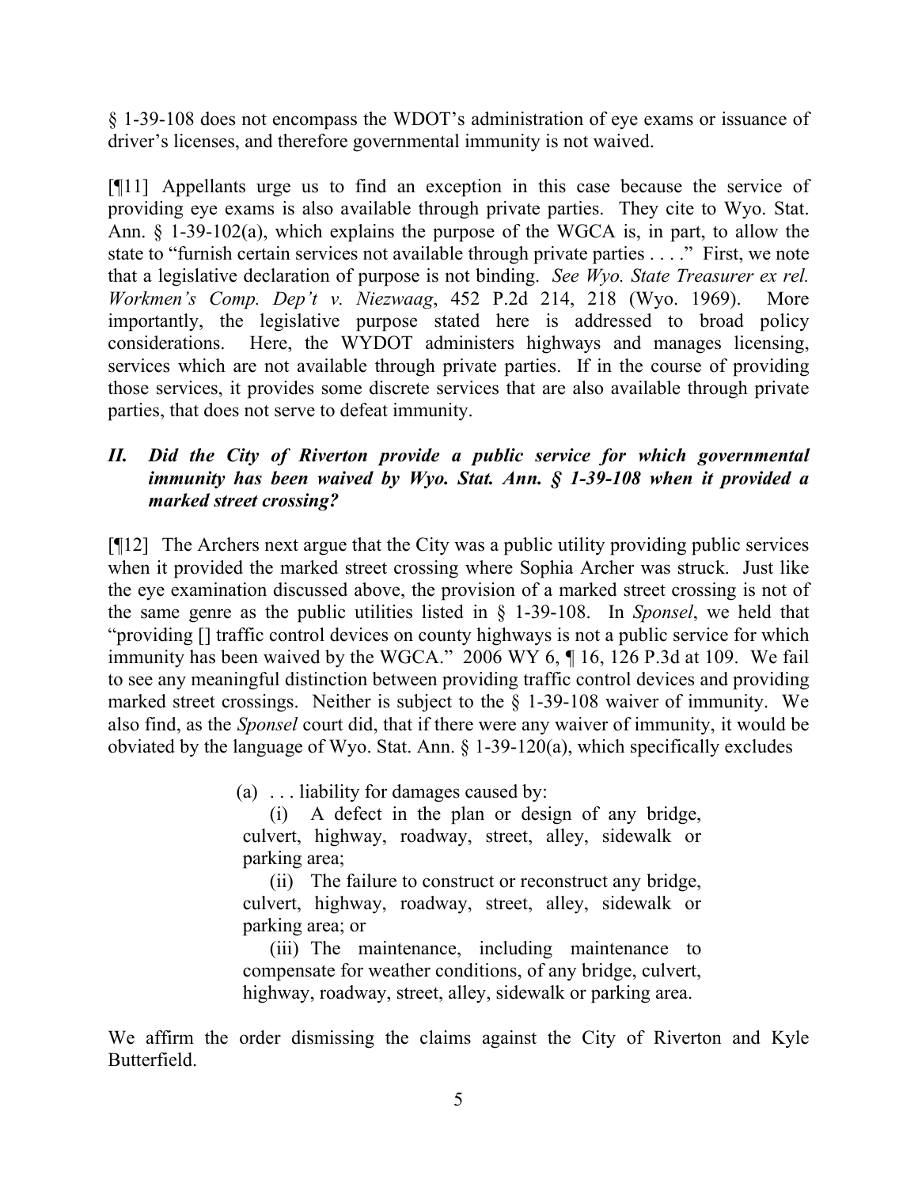§ 1-39-108 does not encompass the WDOT's administration of eye exams or issuance of driver's licenses, and therefore governmental immunity is not waived.

[¶11] Appellants urge us to find an exception in this case because the service of providing eye exams is also available through private parties. They cite to Wyo. Stat. Ann. § 1-39-102(a), which explains the purpose of the WGCA is, in part, to allow the state to "furnish certain services not available through private parties . . . ." First, we note that a legislative declaration of purpose is not binding. *See Wyo. State Treasurer ex rel. Workmen's Comp. Dep't v. Niezwaag*, 452 P.2d 214, 218 (Wyo. 1969). More importantly, the legislative purpose stated here is addressed to broad policy considerations. Here, the WYDOT administers highways and manages licensing, services which are not available through private parties. If in the course of providing those services, it provides some discrete services that are also available through private parties, that does not serve to defeat immunity.

## *II. Did the City of Riverton provide a public service for which governmental immunity has been waived by Wyo. Stat. Ann. § 1-39-108 when it provided a marked street crossing?*

[¶12] The Archers next argue that the City was a public utility providing public services when it provided the marked street crossing where Sophia Archer was struck. Just like the eye examination discussed above, the provision of a marked street crossing is not of the same genre as the public utilities listed in § 1-39-108. In *Sponsel*, we held that "providing [] traffic control devices on county highways is not a public service for which immunity has been waived by the WGCA." 2006 WY 6, ¶ 16, 126 P.3d at 109. We fail to see any meaningful distinction between providing traffic control devices and providing marked street crossings. Neither is subject to the § 1-39-108 waiver of immunity. We also find, as the *Sponsel* court did, that if there were any waiver of immunity, it would be obviated by the language of Wyo. Stat. Ann. § 1-39-120(a), which specifically excludes

> (a) . . . liability for damages caused by:
>
> (i) A defect in the plan or design of any bridge, culvert, highway, roadway, street, alley, sidewalk or parking area;
>
> (ii) The failure to construct or reconstruct any bridge, culvert, highway, roadway, street, alley, sidewalk or parking area; or
>
> (iii) The maintenance, including maintenance to compensate for weather conditions, of any bridge, culvert, highway, roadway, street, alley, sidewalk or parking area.

We affirm the order dismissing the claims against the City of Riverton and Kyle Butterfield.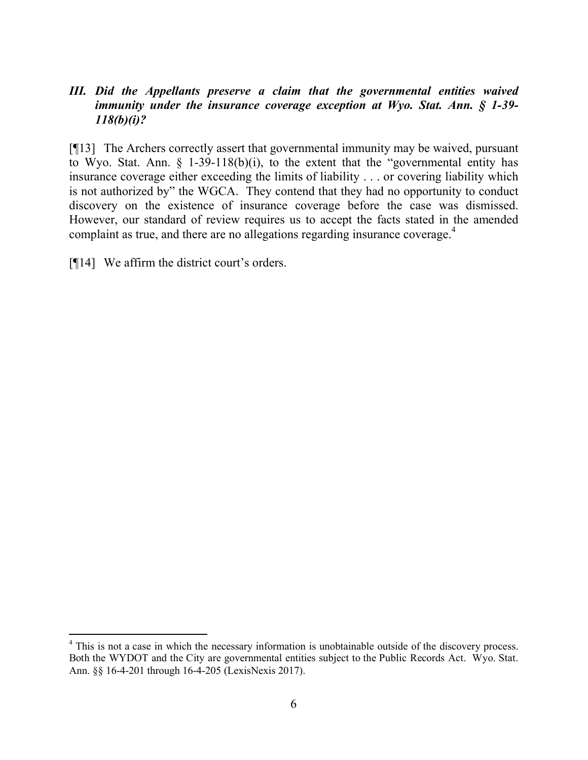### *III. Did the Appellants preserve a claim that the governmental entities waived immunity under the insurance coverage exception at Wyo. Stat. Ann. § 1-39-118(b)(i)?*

[¶13] The Archers correctly assert that governmental immunity may be waived, pursuant to Wyo. Stat. Ann. § 1-39-118(b)(i), to the extent that the "governmental entity has insurance coverage either exceeding the limits of liability . . . or covering liability which is not authorized by" the WGCA. They contend that they had no opportunity to conduct discovery on the existence of insurance coverage before the case was dismissed. However, our standard of review requires us to accept the facts stated in the amended complaint as true, and there are no allegations regarding insurance coverage.[4]

[¶14] We affirm the district court's orders.

---

[4] This is not a case in which the necessary information is unobtainable outside of the discovery process. Both the WYDOT and the City are governmental entities subject to the Public Records Act. Wyo. Stat. Ann. §§ 16-4-201 through 16-4-205 (LexisNexis 2017).